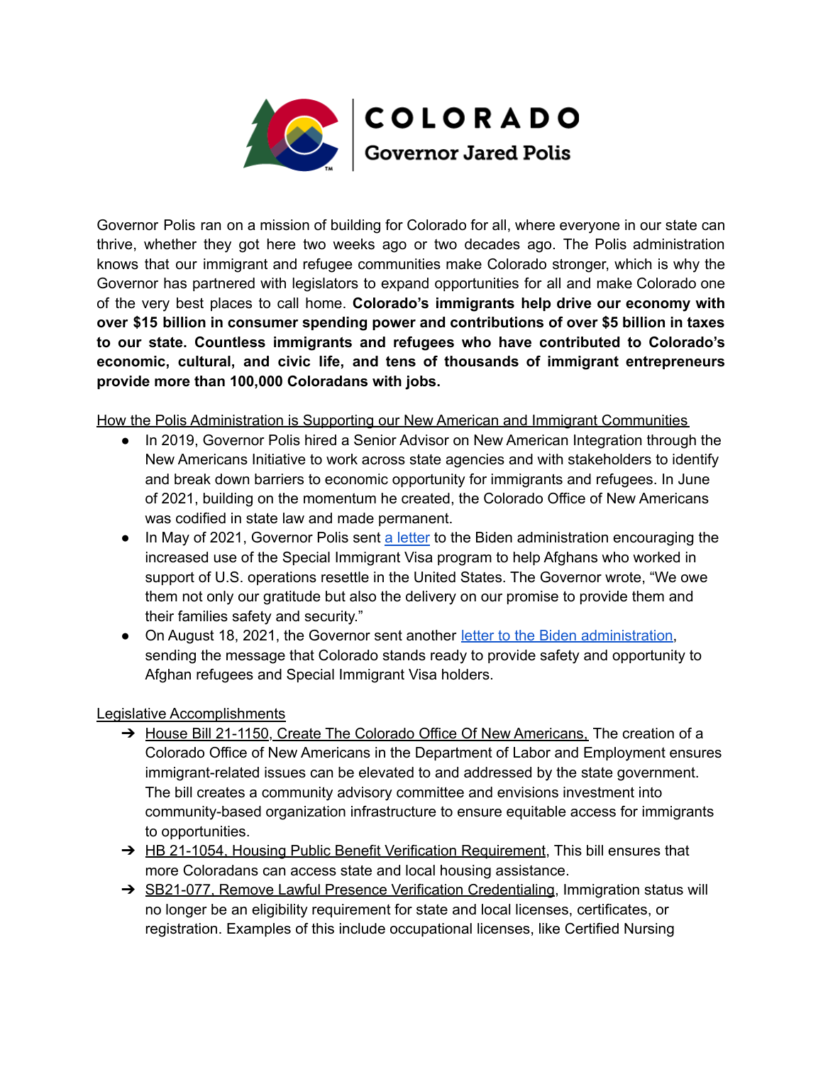**COLORADO**
**Governor Jared Polis**

Governor Polis ran on a mission of building for Colorado for all, where everyone in our state can thrive, whether they got here two weeks ago or two decades ago. The Polis administration knows that our immigrant and refugee communities make Colorado stronger, which is why the Governor has partnered with legislators to expand opportunities for all and make Colorado one of the very best places to call home. **Colorado's immigrants help drive our economy with over $15 billion in consumer spending power and contributions of over $5 billion in taxes to our state. Countless immigrants and refugees who have contributed to Colorado's economic, cultural, and civic life, and tens of thousands of immigrant entrepreneurs provide more than 100,000 Coloradans with jobs.**

<u>How the Polis Administration is Supporting our New American and Immigrant Communities</u>

- In 2019, Governor Polis hired a Senior Advisor on New American Integration through the New Americans Initiative to work across state agencies and with stakeholders to identify and break down barriers to economic opportunity for immigrants and refugees. In June of 2021, building on the momentum he created, the Colorado Office of New Americans was codified in state law and made permanent.
- In May of 2021, Governor Polis sent a letter to the Biden administration encouraging the increased use of the Special Immigrant Visa program to help Afghans who worked in support of U.S. operations resettle in the United States. The Governor wrote, "We owe them not only our gratitude but also the delivery on our promise to provide them and their families safety and security."
- On August 18, 2021, the Governor sent another letter to the Biden administration, sending the message that Colorado stands ready to provide safety and opportunity to Afghan refugees and Special Immigrant Visa holders.

<u>Legislative Accomplishments</u>

- <u>House Bill 21-1150, Create The Colorado Office Of New Americans,</u> The creation of a Colorado Office of New Americans in the Department of Labor and Employment ensures immigrant-related issues can be elevated to and addressed by the state government. The bill creates a community advisory committee and envisions investment into community-based organization infrastructure to ensure equitable access for immigrants to opportunities.
- <u>HB 21-1054, Housing Public Benefit Verification Requirement</u>, This bill ensures that more Coloradans can access state and local housing assistance.
- <u>SB21-077, Remove Lawful Presence Verification Credentialing</u>, Immigration status will no longer be an eligibility requirement for state and local licenses, certificates, or registration. Examples of this include occupational licenses, like Certified Nursing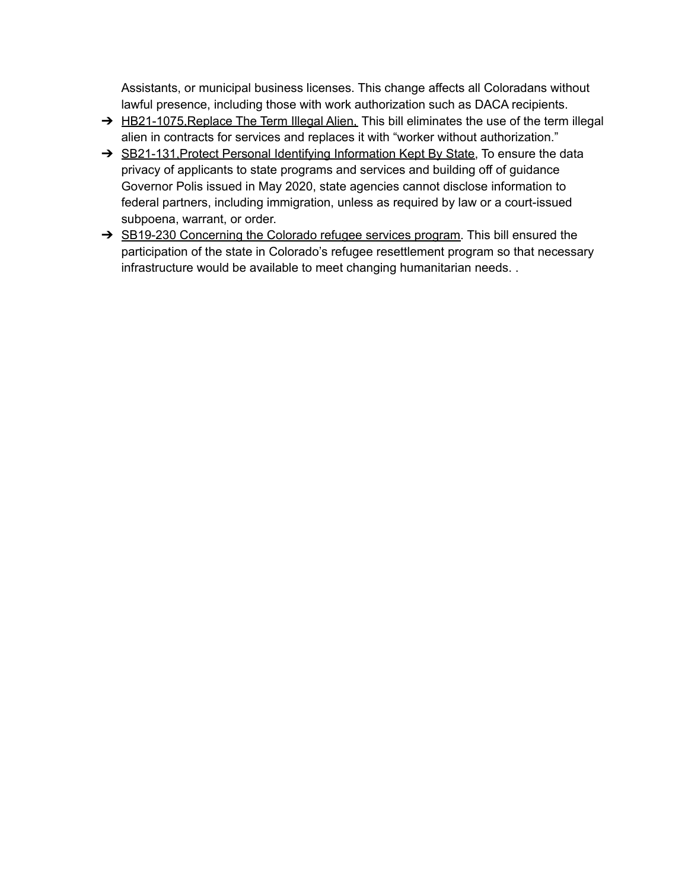Assistants, or municipal business licenses. This change affects all Coloradans without lawful presence, including those with work authorization such as DACA recipients.

- HB21-1075,Replace The Term Illegal Alien, This bill eliminates the use of the term illegal alien in contracts for services and replaces it with "worker without authorization."
- SB21-131,Protect Personal Identifying Information Kept By State, To ensure the data privacy of applicants to state programs and services and building off of guidance Governor Polis issued in May 2020, state agencies cannot disclose information to federal partners, including immigration, unless as required by law or a court-issued subpoena, warrant, or order.
- SB19-230 Concerning the Colorado refugee services program. This bill ensured the participation of the state in Colorado's refugee resettlement program so that necessary infrastructure would be available to meet changing humanitarian needs. .